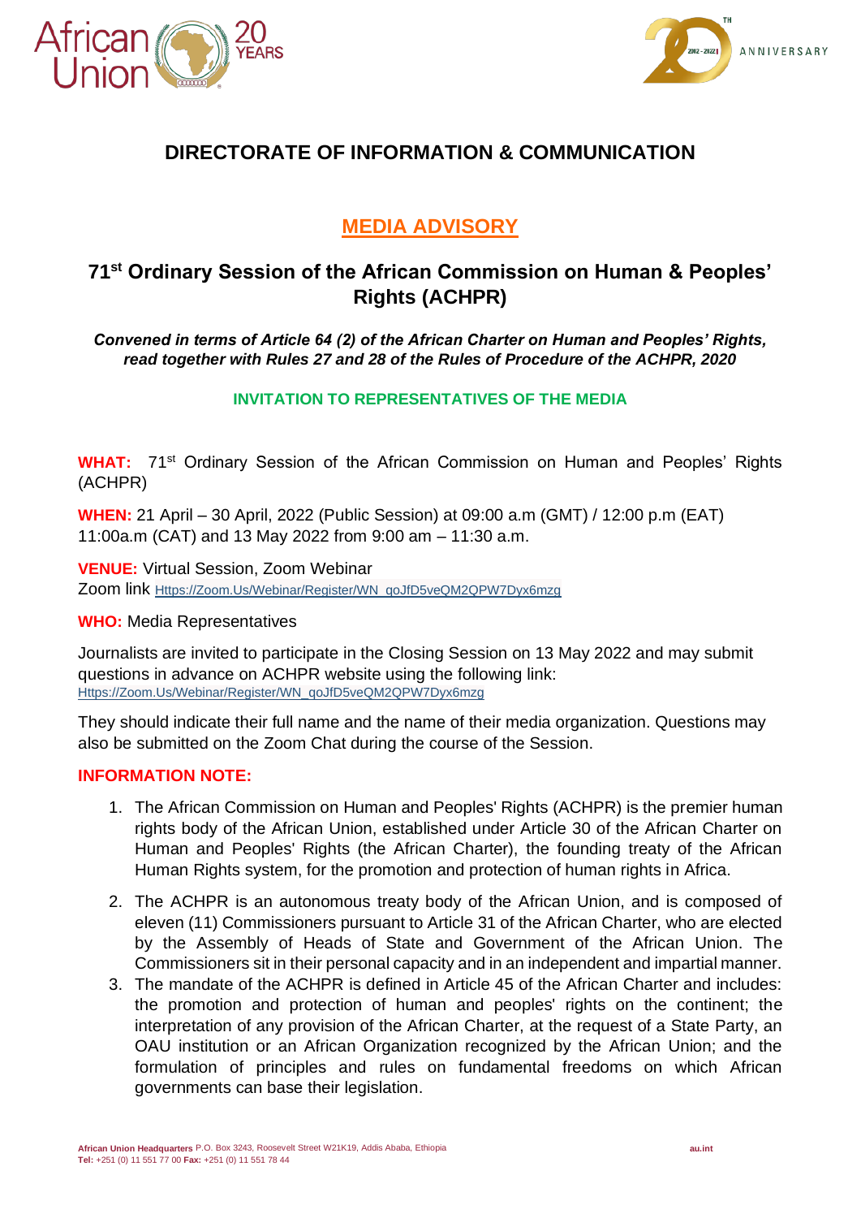## DIRECTORATE OF INFORMATION & COMMUNICATION

## MEDIA ADVISORY

# 71st Ordinary Session of the African Commission on Human & Peoples' Rights (ACHPR)

***Convened in terms of Article 64 (2) of the African Charter on Human and Peoples' Rights, read together with Rules 27 and 28 of the Rules of Procedure of the ACHPR, 2020***

**INVITATION TO REPRESENTATIVES OF THE MEDIA**

**WHAT:** 71st Ordinary Session of the African Commission on Human and Peoples' Rights (ACHPR)

**WHEN:** 21 April – 30 April, 2022 (Public Session) at 09:00 a.m (GMT) / 12:00 p.m (EAT) 11:00a.m (CAT) and 13 May 2022 from 9:00 am – 11:30 a.m.

**VENUE:** Virtual Session, Zoom Webinar
Zoom link Https://Zoom.Us/Webinar/Register/WN_qoJfD5veQM2QPW7Dyx6mzg

**WHO:** Media Representatives

Journalists are invited to participate in the Closing Session on 13 May 2022 and may submit questions in advance on ACHPR website using the following link:
Https://Zoom.Us/Webinar/Register/WN_qoJfD5veQM2QPW7Dyx6mzg

They should indicate their full name and the name of their media organization. Questions may also be submitted on the Zoom Chat during the course of the Session.

**INFORMATION NOTE:**

1. The African Commission on Human and Peoples' Rights (ACHPR) is the premier human rights body of the African Union, established under Article 30 of the African Charter on Human and Peoples' Rights (the African Charter), the founding treaty of the African Human Rights system, for the promotion and protection of human rights in Africa.
2. The ACHPR is an autonomous treaty body of the African Union, and is composed of eleven (11) Commissioners pursuant to Article 31 of the African Charter, who are elected by the Assembly of Heads of State and Government of the African Union. The Commissioners sit in their personal capacity and in an independent and impartial manner.
3. The mandate of the ACHPR is defined in Article 45 of the African Charter and includes: the promotion and protection of human and peoples' rights on the continent; the interpretation of any provision of the African Charter, at the request of a State Party, an OAU institution or an African Organization recognized by the African Union; and the formulation of principles and rules on fundamental freedoms on which African governments can base their legislation.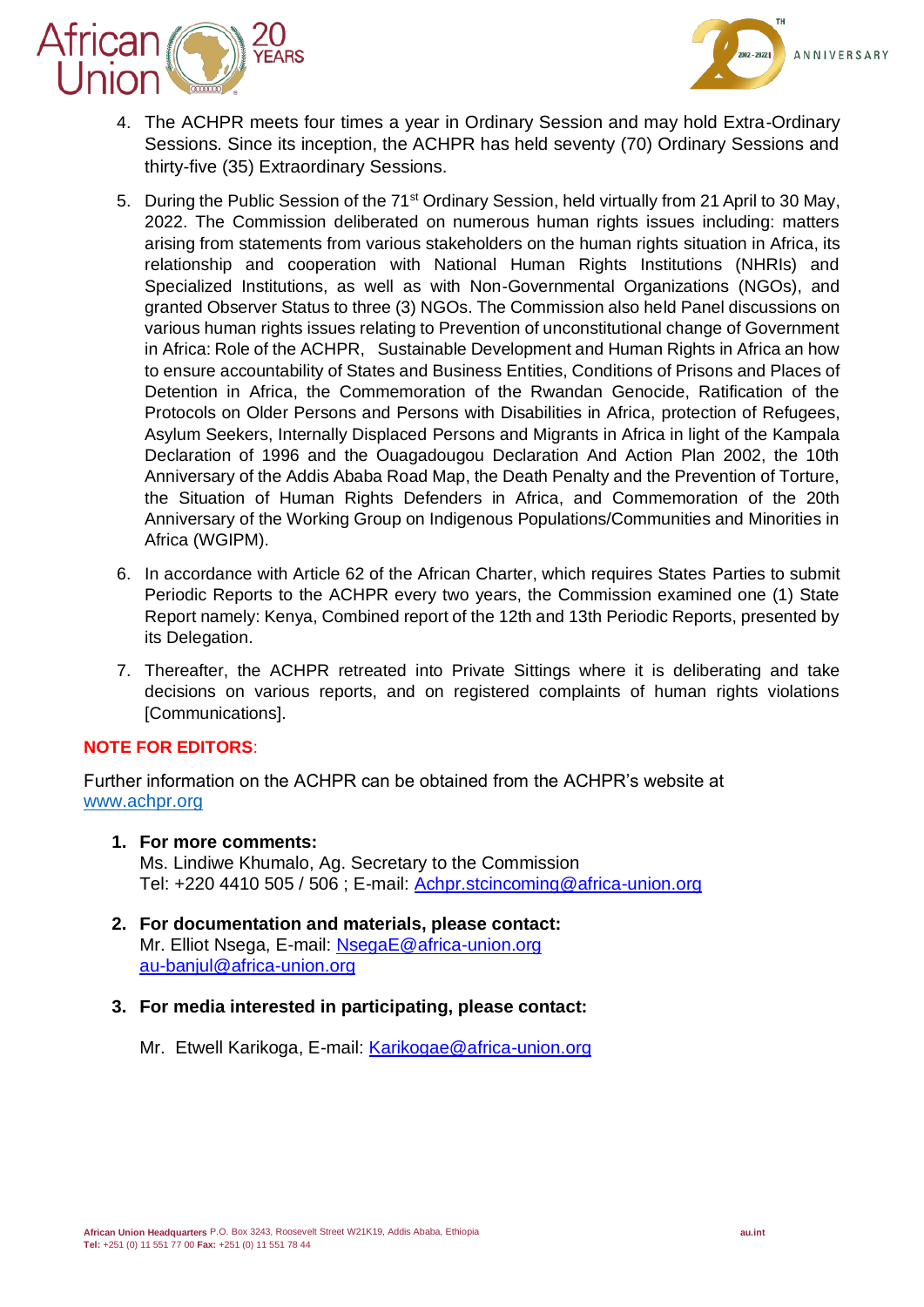4. The ACHPR meets four times a year in Ordinary Session and may hold Extra-Ordinary Sessions. Since its inception, the ACHPR has held seventy (70) Ordinary Sessions and thirty-five (35) Extraordinary Sessions.

5. During the Public Session of the 71st Ordinary Session, held virtually from 21 April to 30 May, 2022. The Commission deliberated on numerous human rights issues including: matters arising from statements from various stakeholders on the human rights situation in Africa, its relationship and cooperation with National Human Rights Institutions (NHRIs) and Specialized Institutions, as well as with Non-Governmental Organizations (NGOs), and granted Observer Status to three (3) NGOs. The Commission also held Panel discussions on various human rights issues relating to Prevention of unconstitutional change of Government in Africa: Role of the ACHPR, Sustainable Development and Human Rights in Africa an how to ensure accountability of States and Business Entities, Conditions of Prisons and Places of Detention in Africa, the Commemoration of the Rwandan Genocide, Ratification of the Protocols on Older Persons and Persons with Disabilities in Africa, protection of Refugees, Asylum Seekers, Internally Displaced Persons and Migrants in Africa in light of the Kampala Declaration of 1996 and the Ouagadougou Declaration And Action Plan 2002, the 10th Anniversary of the Addis Ababa Road Map, the Death Penalty and the Prevention of Torture, the Situation of Human Rights Defenders in Africa, and Commemoration of the 20th Anniversary of the Working Group on Indigenous Populations/Communities and Minorities in Africa (WGIPM).

6. In accordance with Article 62 of the African Charter, which requires States Parties to submit Periodic Reports to the ACHPR every two years, the Commission examined one (1) State Report namely: Kenya, Combined report of the 12th and 13th Periodic Reports, presented by its Delegation.

7. Thereafter, the ACHPR retreated into Private Sittings where it is deliberating and take decisions on various reports, and on registered complaints of human rights violations [Communications].

**NOTE FOR EDITORS**:

Further information on the ACHPR can be obtained from the ACHPR's website at www.achpr.org

1. **For more comments:**
   Ms. Lindiwe Khumalo, Ag. Secretary to the Commission
   Tel: +220 4410 505 / 506 ; E-mail: Achpr.stcincoming@africa-union.org

2. **For documentation and materials, please contact:**
   Mr. Elliot Nsega, E-mail: NsegaE@africa-union.org
   au-banjul@africa-union.org

3. **For media interested in participating, please contact:**

   Mr. Etwell Karikoga, E-mail: Karikogae@africa-union.org